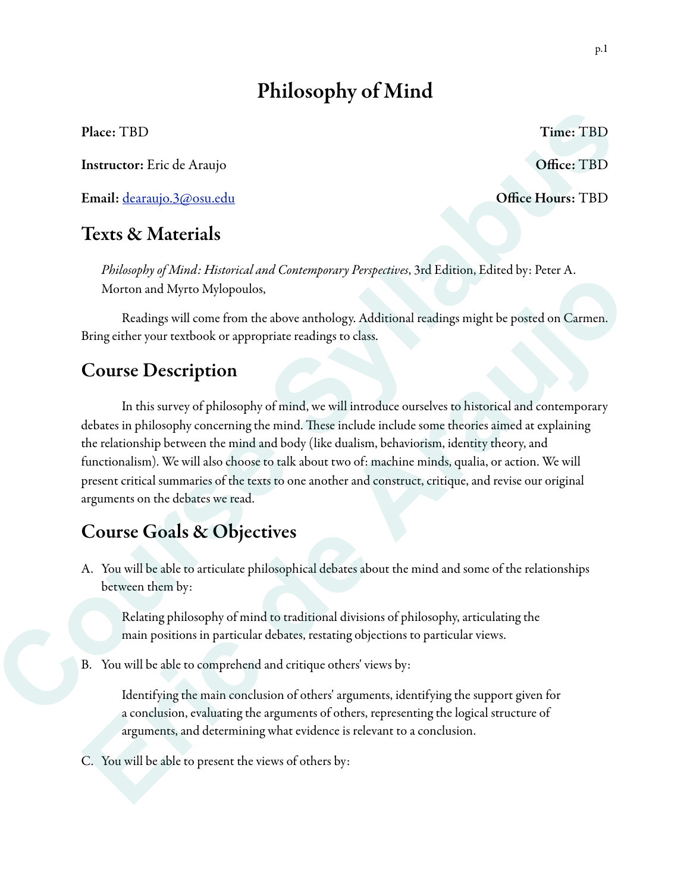# Philosophy of Mind

**Place:** TBD **Time:** TBD

**Instructor:** Eric de Araujo **Office:** TBD

**Email:** dearaujo.3@osu.edu **Office Hours:** TBD

## Texts & Materials

*Philosophy of Mind: Historical and Contemporary Perspectives*, 3rd Edition, Edited by: Peter A. Morton and Myrto Mylopoulos,

Readings will come from the above anthology. Additional readings might be posted on Carmen. Bring either your textbook or appropriate readings to class.

## Course Description

In this survey of philosophy of mind, we will introduce ourselves to historical and contemporary debates in philosophy concerning the mind. These include include some theories aimed at explaining the relationship between the mind and body (like dualism, behaviorism, identity theory, and functionalism). We will also choose to talk about two of: machine minds, qualia, or action. We will present critical summaries of the texts to one another and construct, critique, and revise our original arguments on the debates we read.

## Course Goals & Objectives

A. You will be able to articulate philosophical debates about the mind and some of the relationships between them by:

   Relating philosophy of mind to traditional divisions of philosophy, articulating the main positions in particular debates, restating objections to particular views.

B. You will be able to comprehend and critique others' views by:

   Identifying the main conclusion of others' arguments, identifying the support given for a conclusion, evaluating the arguments of others, representing the logical structure of arguments, and determining what evidence is relevant to a conclusion.

C. You will be able to present the views of others by: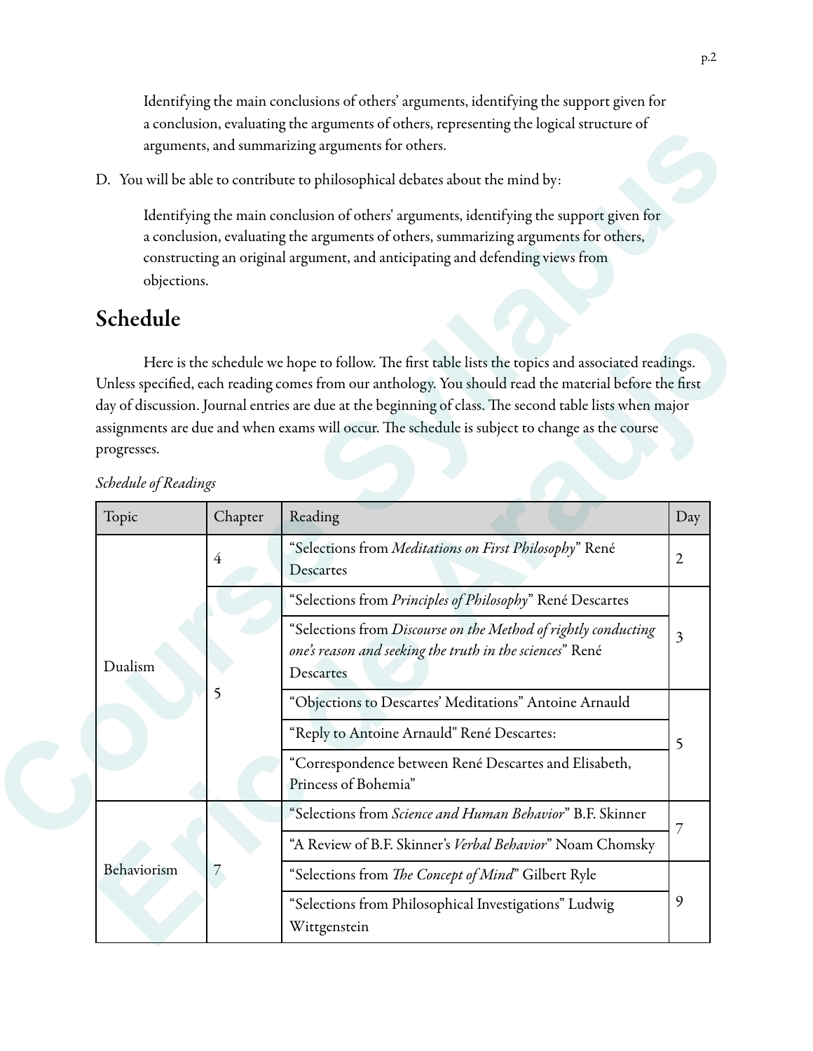Identifying the main conclusions of others' arguments, identifying the support given for a conclusion, evaluating the arguments of others, representing the logical structure of arguments, and summarizing arguments for others.

D. You will be able to contribute to philosophical debates about the mind by:

Identifying the main conclusion of others' arguments, identifying the support given for a conclusion, evaluating the arguments of others, summarizing arguments for others, constructing an original argument, and anticipating and defending views from objections.

## Schedule

Here is the schedule we hope to follow. The first table lists the topics and associated readings. Unless specified, each reading comes from our anthology. You should read the material before the first day of discussion. Journal entries are due at the beginning of class. The second table lists when major assignments are due and when exams will occur. The schedule is subject to change as the course progresses.

*Schedule of Readings*

| Topic | Chapter | Reading | Day |
|---|---|---|---|
| Dualism | 4 | "Selections from *Meditations on First Philosophy*" René Descartes | 2 |
| | 5 | "Selections from *Principles of Philosophy*" René Descartes | 3 |
| | | "Selections from *Discourse on the Method of rightly conducting one's reason and seeking the truth in the sciences*" René Descartes | |
| | | "Objections to Descartes' Meditations" Antoine Arnauld | 5 |
| | | "Reply to Antoine Arnauld" René Descartes: | |
| | | "Correspondence between René Descartes and Elisabeth, Princess of Bohemia" | |
| Behaviorism | 7 | "Selections from *Science and Human Behavior*" B.F. Skinner | 7 |
| | | "A Review of B.F. Skinner's *Verbal Behavior*" Noam Chomsky | |
| | | "Selections from *The Concept of Mind*" Gilbert Ryle | 9 |
| | | "Selections from Philosophical Investigations" Ludwig Wittgenstein | |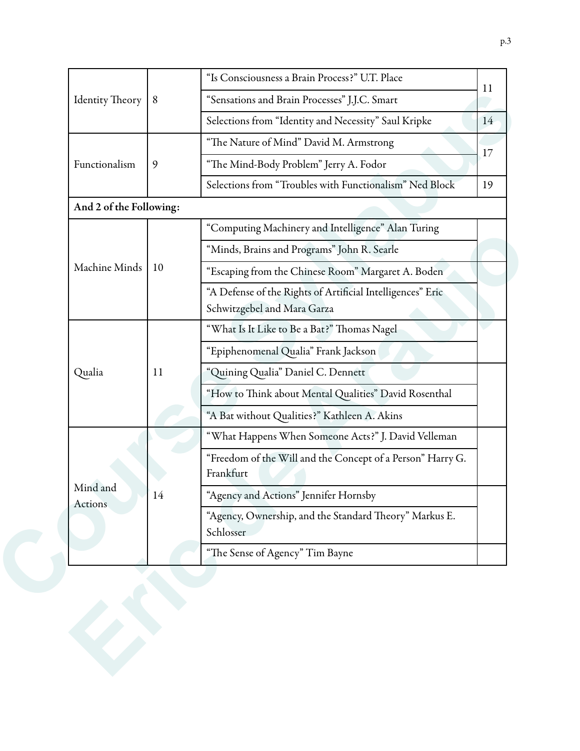| | | | |
|---|---|---|---|
| Identity Theory | 8 | "Is Consciousness a Brain Process?" U.T. Place | 11 |
| | | "Sensations and Brain Processes" J.J.C. Smart | |
| | | Selections from "Identity and Necessity" Saul Kripke | 14 |
| Functionalism | 9 | "The Nature of Mind" David M. Armstrong | 17 |
| | | "The Mind-Body Problem" Jerry A. Fodor | |
| | | Selections from "Troubles with Functionalism" Ned Block | 19 |
| **And 2 of the Following:** | | | |
| Machine Minds | 10 | "Computing Machinery and Intelligence" Alan Turing | |
| | | "Minds, Brains and Programs" John R. Searle | |
| | | "Escaping from the Chinese Room" Margaret A. Boden | |
| | | "A Defense of the Rights of Artificial Intelligences" Eric Schwitzgebel and Mara Garza | |
| Qualia | 11 | "What Is It Like to Be a Bat?" Thomas Nagel | |
| | | "Epiphenomenal Qualia" Frank Jackson | |
| | | "Quining Qualia" Daniel C. Dennett | |
| | | "How to Think about Mental Qualities" David Rosenthal | |
| | | "A Bat without Qualities?" Kathleen A. Akins | |
| Mind and Actions | 14 | "What Happens When Someone Acts?" J. David Velleman | |
| | | "Freedom of the Will and the Concept of a Person" Harry G. Frankfurt | |
| | | "Agency and Actions" Jennifer Hornsby | |
| | | "Agency, Ownership, and the Standard Theory" Markus E. Schlosser | |
| | | "The Sense of Agency" Tim Bayne | |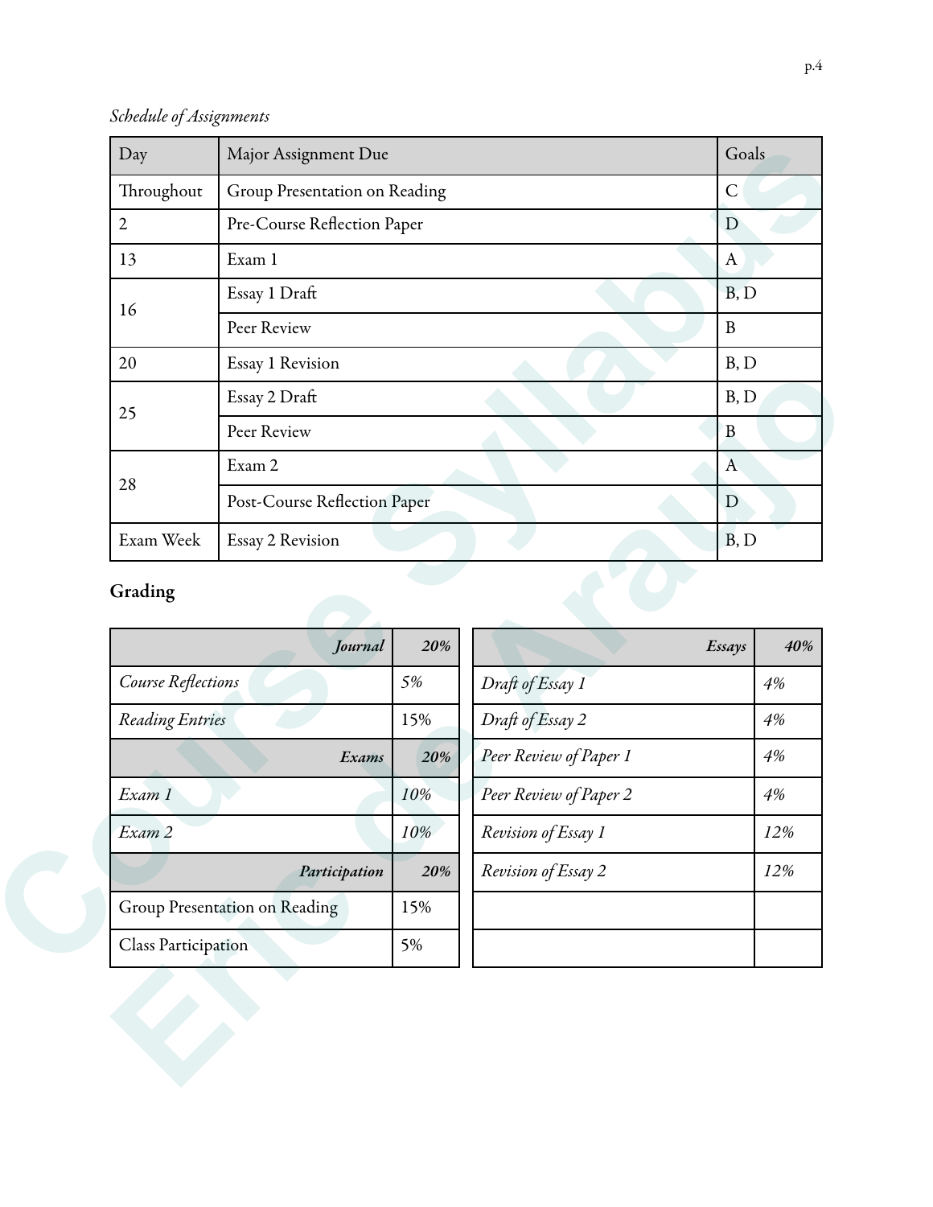*Schedule of Assignments*

| Day | Major Assignment Due | Goals |
|---|---|---|
| Throughout | Group Presentation on Reading | C |
| 2 | Pre-Course Reflection Paper | D |
| 13 | Exam 1 | A |
| 16 | Essay 1 Draft | B, D |
| | Peer Review | B |
| 20 | Essay 1 Revision | B, D |
| 25 | Essay 2 Draft | B, D |
| | Peer Review | B |
| 28 | Exam 2 | A |
| | Post-Course Reflection Paper | D |
| Exam Week | Essay 2 Revision | B, D |

## Grading

| ***Journal*** | ***20%*** |
|---|---|
| *Course Reflections* | *5%* |
| *Reading Entries* | 15% |
| ***Exams*** | ***20%*** |
| *Exam 1* | *10%* |
| *Exam 2* | *10%* |
| ***Participation*** | ***20%*** |
| Group Presentation on Reading | 15% |
| Class Participation | 5% |

| ***Essays*** | ***40%*** |
|---|---|
| *Draft of Essay 1* | *4%* |
| *Draft of Essay 2* | *4%* |
| *Peer Review of Paper 1* | *4%* |
| *Peer Review of Paper 2* | *4%* |
| *Revision of Essay 1* | *12%* |
| *Revision of Essay 2* | *12%* |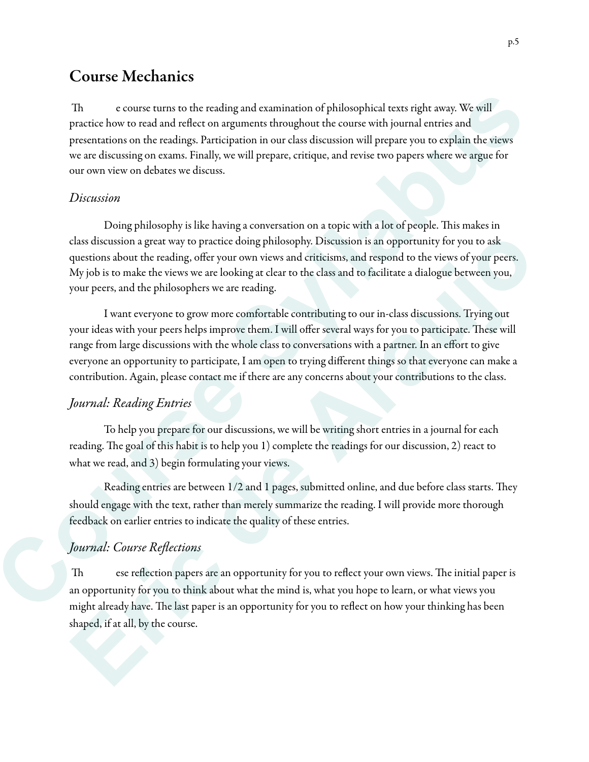## Course Mechanics

The course turns to the reading and examination of philosophical texts right away. We will practice how to read and reflect on arguments throughout the course with journal entries and presentations on the readings. Participation in our class discussion will prepare you to explain the views we are discussing on exams. Finally, we will prepare, critique, and revise two papers where we argue for our own view on debates we discuss.

### *Discussion*

Doing philosophy is like having a conversation on a topic with a lot of people. This makes in class discussion a great way to practice doing philosophy. Discussion is an opportunity for you to ask questions about the reading, offer your own views and criticisms, and respond to the views of your peers. My job is to make the views we are looking at clear to the class and to facilitate a dialogue between you, your peers, and the philosophers we are reading.

I want everyone to grow more comfortable contributing to our in-class discussions. Trying out your ideas with your peers helps improve them. I will offer several ways for you to participate. These will range from large discussions with the whole class to conversations with a partner. In an effort to give everyone an opportunity to participate, I am open to trying different things so that everyone can make a contribution. Again, please contact me if there are any concerns about your contributions to the class.

### *Journal: Reading Entries*

To help you prepare for our discussions, we will be writing short entries in a journal for each reading. The goal of this habit is to help you 1) complete the readings for our discussion, 2) react to what we read, and 3) begin formulating your views.

Reading entries are between 1/2 and 1 pages, submitted online, and due before class starts. They should engage with the text, rather than merely summarize the reading. I will provide more thorough feedback on earlier entries to indicate the quality of these entries.

### *Journal: Course Reflections*

These reflection papers are an opportunity for you to reflect your own views. The initial paper is an opportunity for you to think about what the mind is, what you hope to learn, or what views you might already have. The last paper is an opportunity for you to reflect on how your thinking has been shaped, if at all, by the course.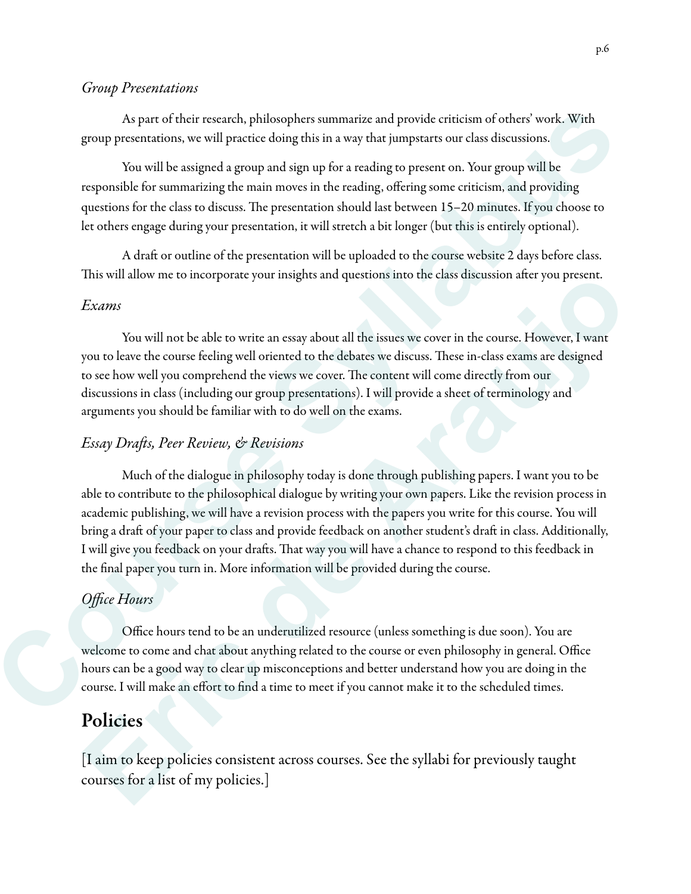*Group Presentations*

As part of their research, philosophers summarize and provide criticism of others' work. With group presentations, we will practice doing this in a way that jumpstarts our class discussions.

You will be assigned a group and sign up for a reading to present on. Your group will be responsible for summarizing the main moves in the reading, offering some criticism, and providing questions for the class to discuss. The presentation should last between 15–20 minutes. If you choose to let others engage during your presentation, it will stretch a bit longer (but this is entirely optional).

A draft or outline of the presentation will be uploaded to the course website 2 days before class. This will allow me to incorporate your insights and questions into the class discussion after you present.

*Exams*

You will not be able to write an essay about all the issues we cover in the course. However, I want you to leave the course feeling well oriented to the debates we discuss. These in-class exams are designed to see how well you comprehend the views we cover. The content will come directly from our discussions in class (including our group presentations). I will provide a sheet of terminology and arguments you should be familiar with to do well on the exams.

*Essay Drafts, Peer Review, & Revisions*

Much of the dialogue in philosophy today is done through publishing papers. I want you to be able to contribute to the philosophical dialogue by writing your own papers. Like the revision process in academic publishing, we will have a revision process with the papers you write for this course. You will bring a draft of your paper to class and provide feedback on another student's draft in class. Additionally, I will give you feedback on your drafts. That way you will have a chance to respond to this feedback in the final paper you turn in. More information will be provided during the course.

*Office Hours*

Office hours tend to be an underutilized resource (unless something is due soon). You are welcome to come and chat about anything related to the course or even philosophy in general. Office hours can be a good way to clear up misconceptions and better understand how you are doing in the course. I will make an effort to find a time to meet if you cannot make it to the scheduled times.

## Policies

[I aim to keep policies consistent across courses. See the syllabi for previously taught courses for a list of my policies.]